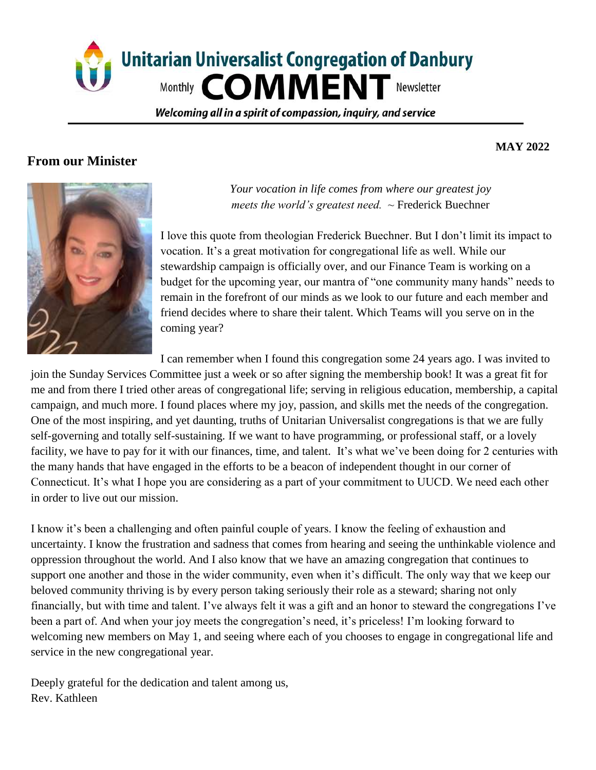# Unitarian Universalist Congregation of Danbury

Monthly **COMMENT** Newsletter

*Welcoming all in a spirit of compassion, inquiry, and service*

**MAY 2022**

## From our Minister

*Your vocation in life comes from where our greatest joy meets the world's greatest need.* ~ Frederick Buechner

I love this quote from theologian Frederick Buechner. But I don't limit its impact to vocation. It's a great motivation for congregational life as well. While our stewardship campaign is officially over, and our Finance Team is working on a budget for the upcoming year, our mantra of "one community many hands" needs to remain in the forefront of our minds as we look to our future and each member and friend decides where to share their talent. Which Teams will you serve on in the coming year?

I can remember when I found this congregation some 24 years ago. I was invited to join the Sunday Services Committee just a week or so after signing the membership book! It was a great fit for me and from there I tried other areas of congregational life; serving in religious education, membership, a capital campaign, and much more. I found places where my joy, passion, and skills met the needs of the congregation. One of the most inspiring, and yet daunting, truths of Unitarian Universalist congregations is that we are fully self-governing and totally self-sustaining. If we want to have programming, or professional staff, or a lovely facility, we have to pay for it with our finances, time, and talent. It's what we've been doing for 2 centuries with the many hands that have engaged in the efforts to be a beacon of independent thought in our corner of Connecticut. It's what I hope you are considering as a part of your commitment to UUCD. We need each other in order to live out our mission.

I know it's been a challenging and often painful couple of years. I know the feeling of exhaustion and uncertainty. I know the frustration and sadness that comes from hearing and seeing the unthinkable violence and oppression throughout the world. And I also know that we have an amazing congregation that continues to support one another and those in the wider community, even when it's difficult. The only way that we keep our beloved community thriving is by every person taking seriously their role as a steward; sharing not only financially, but with time and talent. I've always felt it was a gift and an honor to steward the congregations I've been a part of. And when your joy meets the congregation's need, it's priceless! I'm looking forward to welcoming new members on May 1, and seeing where each of you chooses to engage in congregational life and service in the new congregational year.

Deeply grateful for the dedication and talent among us,
Rev. Kathleen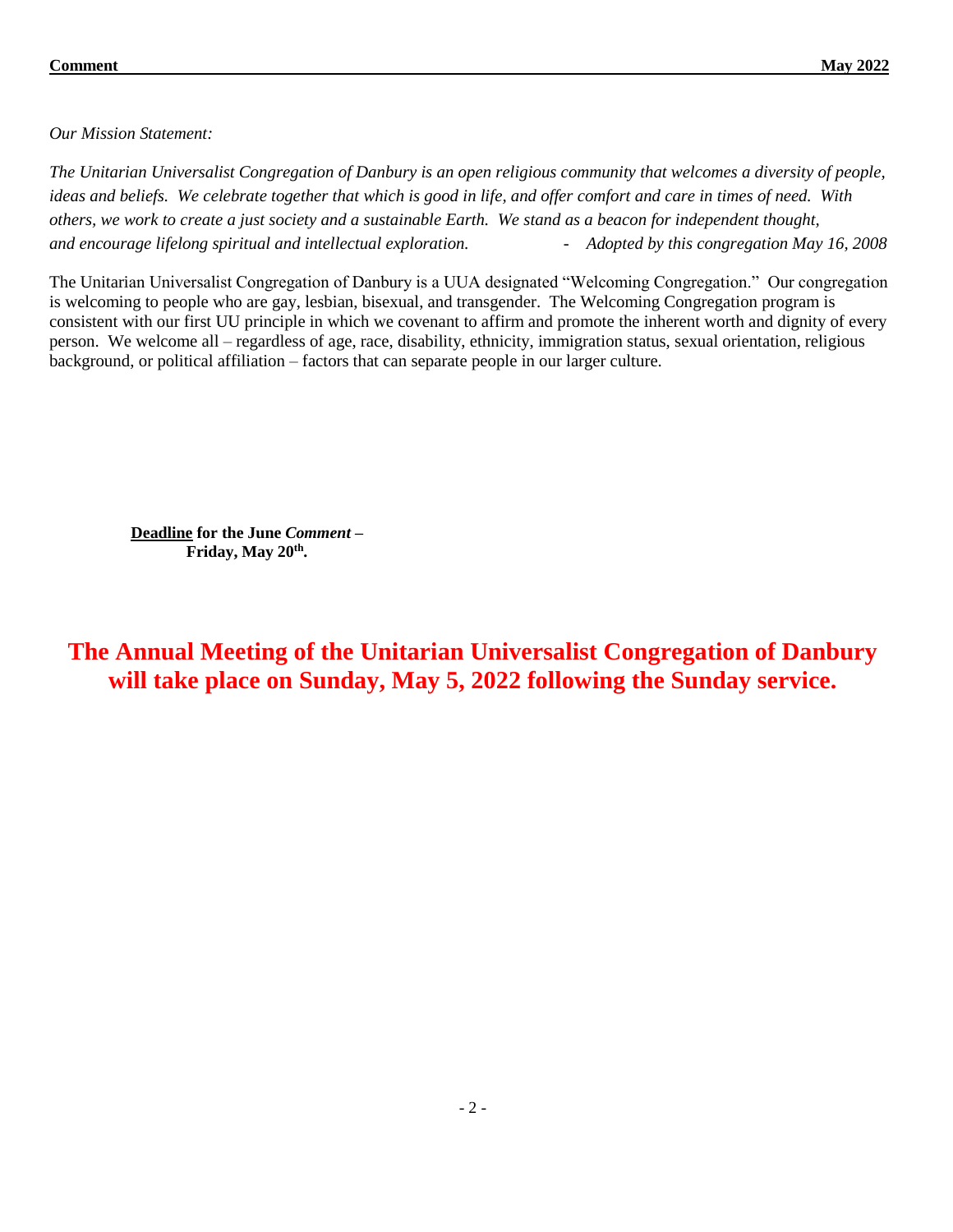*Our Mission Statement:*

*The Unitarian Universalist Congregation of Danbury is an open religious community that welcomes a diversity of people, ideas and beliefs. We celebrate together that which is good in life, and offer comfort and care in times of need. With others, we work to create a just society and a sustainable Earth. We stand as a beacon for independent thought, and encourage lifelong spiritual and intellectual exploration.* - *Adopted by this congregation May 16, 2008*

The Unitarian Universalist Congregation of Danbury is a UUA designated "Welcoming Congregation." Our congregation is welcoming to people who are gay, lesbian, bisexual, and transgender. The Welcoming Congregation program is consistent with our first UU principle in which we covenant to affirm and promote the inherent worth and dignity of every person. We welcome all – regardless of age, race, disability, ethnicity, immigration status, sexual orientation, religious background, or political affiliation – factors that can separate people in our larger culture.

**Deadline for the June *Comment* – Friday, May 20th.**

**The Annual Meeting of the Unitarian Universalist Congregation of Danbury will take place on Sunday, May 5, 2022 following the Sunday service.**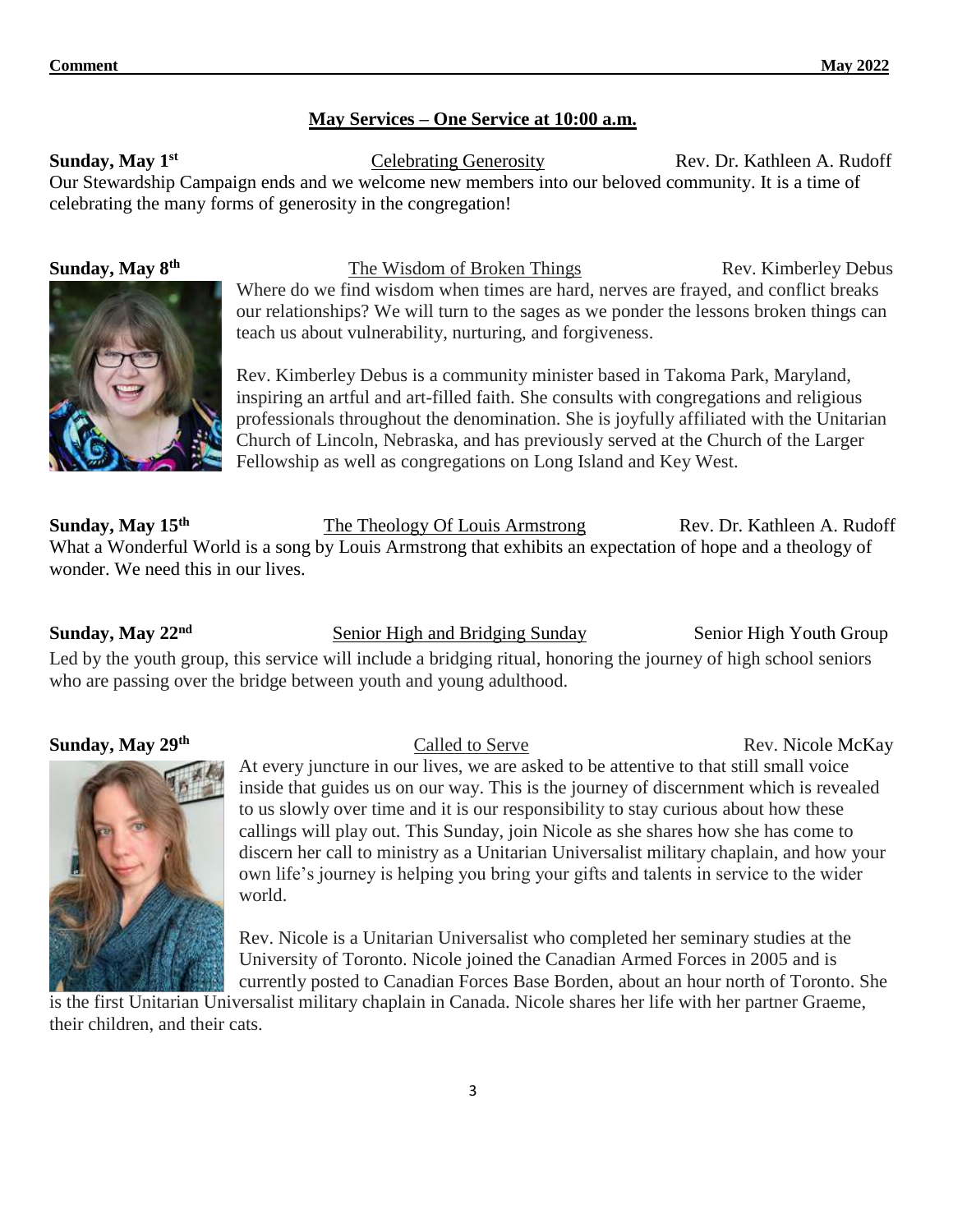## May Services – One Service at 10:00 a.m.

**Sunday, May 1st** — Celebrating Generosity — Rev. Dr. Kathleen A. Rudoff

Our Stewardship Campaign ends and we welcome new members into our beloved community. It is a time of celebrating the many forms of generosity in the congregation!

**Sunday, May 8th** — The Wisdom of Broken Things — Rev. Kimberley Debus

Where do we find wisdom when times are hard, nerves are frayed, and conflict breaks our relationships? We will turn to the sages as we ponder the lessons broken things can teach us about vulnerability, nurturing, and forgiveness.

Rev. Kimberley Debus is a community minister based in Takoma Park, Maryland, inspiring an artful and art-filled faith. She consults with congregations and religious professionals throughout the denomination. She is joyfully affiliated with the Unitarian Church of Lincoln, Nebraska, and has previously served at the Church of the Larger Fellowship as well as congregations on Long Island and Key West.

**Sunday, May 15th** — The Theology Of Louis Armstrong — Rev. Dr. Kathleen A. Rudoff

What a Wonderful World is a song by Louis Armstrong that exhibits an expectation of hope and a theology of wonder. We need this in our lives.

**Sunday, May 22nd** — Senior High and Bridging Sunday — Senior High Youth Group

Led by the youth group, this service will include a bridging ritual, honoring the journey of high school seniors who are passing over the bridge between youth and young adulthood.

**Sunday, May 29th** — Called to Serve — Rev. Nicole McKay

At every juncture in our lives, we are asked to be attentive to that still small voice inside that guides us on our way. This is the journey of discernment which is revealed to us slowly over time and it is our responsibility to stay curious about how these callings will play out. This Sunday, join Nicole as she shares how she has come to discern her call to ministry as a Unitarian Universalist military chaplain, and how your own life's journey is helping you bring your gifts and talents in service to the wider world.

Rev. Nicole is a Unitarian Universalist who completed her seminary studies at the University of Toronto. Nicole joined the Canadian Armed Forces in 2005 and is currently posted to Canadian Forces Base Borden, about an hour north of Toronto. She is the first Unitarian Universalist military chaplain in Canada. Nicole shares her life with her partner Graeme, their children, and their cats.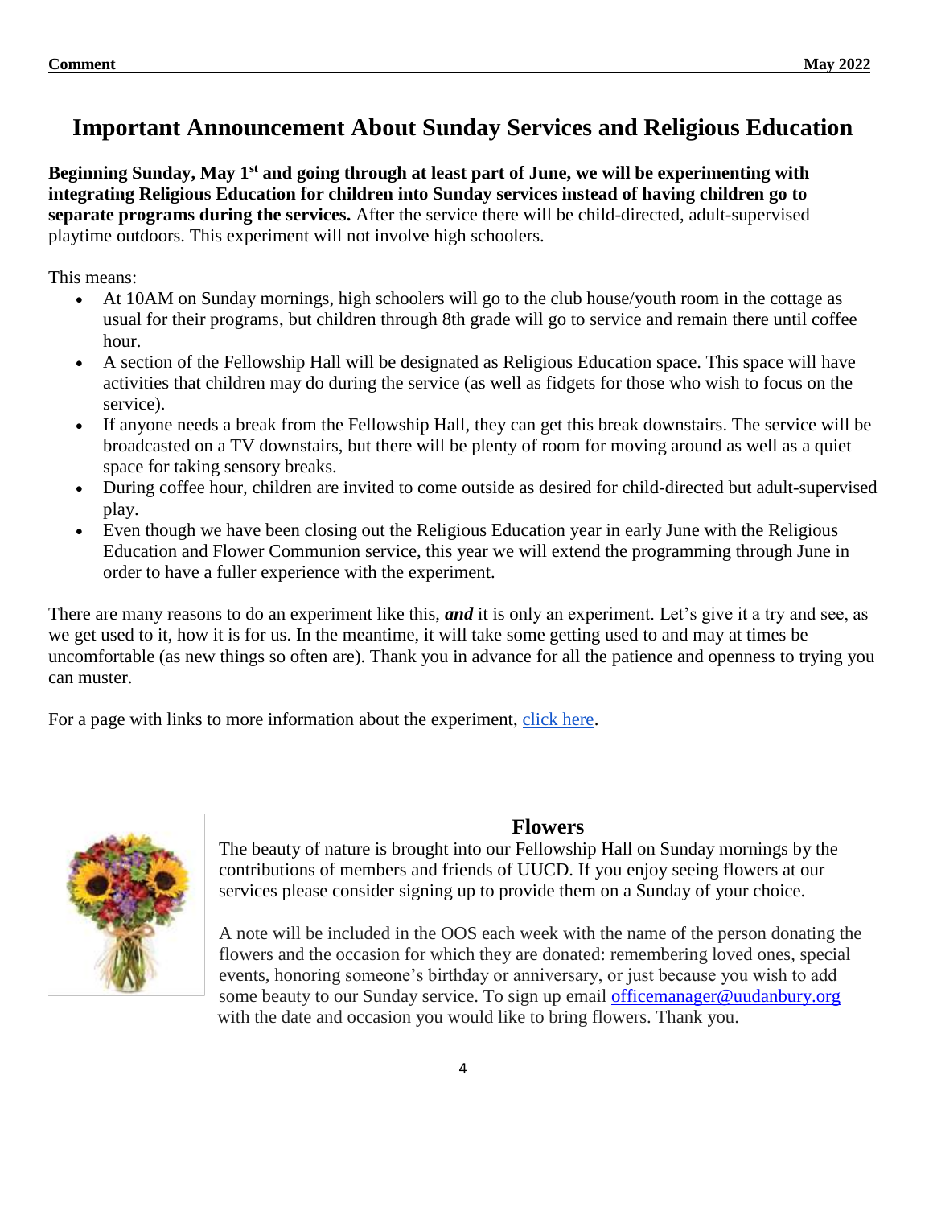# Important Announcement About Sunday Services and Religious Education

**Beginning Sunday, May 1st and going through at least part of June, we will be experimenting with integrating Religious Education for children into Sunday services instead of having children go to separate programs during the services.** After the service there will be child-directed, adult-supervised playtime outdoors. This experiment will not involve high schoolers.

This means:

- At 10AM on Sunday mornings, high schoolers will go to the club house/youth room in the cottage as usual for their programs, but children through 8th grade will go to service and remain there until coffee hour.
- A section of the Fellowship Hall will be designated as Religious Education space. This space will have activities that children may do during the service (as well as fidgets for those who wish to focus on the service).
- If anyone needs a break from the Fellowship Hall, they can get this break downstairs. The service will be broadcasted on a TV downstairs, but there will be plenty of room for moving around as well as a quiet space for taking sensory breaks.
- During coffee hour, children are invited to come outside as desired for child-directed but adult-supervised play.
- Even though we have been closing out the Religious Education year in early June with the Religious Education and Flower Communion service, this year we will extend the programming through June in order to have a fuller experience with the experiment.

There are many reasons to do an experiment like this, ***and*** it is only an experiment. Let's give it a try and see, as we get used to it, how it is for us. In the meantime, it will take some getting used to and may at times be uncomfortable (as new things so often are). Thank you in advance for all the patience and openness to trying you can muster.

For a page with links to more information about the experiment, click here.

## Flowers

The beauty of nature is brought into our Fellowship Hall on Sunday mornings by the contributions of members and friends of UUCD. If you enjoy seeing flowers at our services please consider signing up to provide them on a Sunday of your choice.

A note will be included in the OOS each week with the name of the person donating the flowers and the occasion for which they are donated: remembering loved ones, special events, honoring someone's birthday or anniversary, or just because you wish to add some beauty to our Sunday service. To sign up email officemanager@uudanbury.org with the date and occasion you would like to bring flowers. Thank you.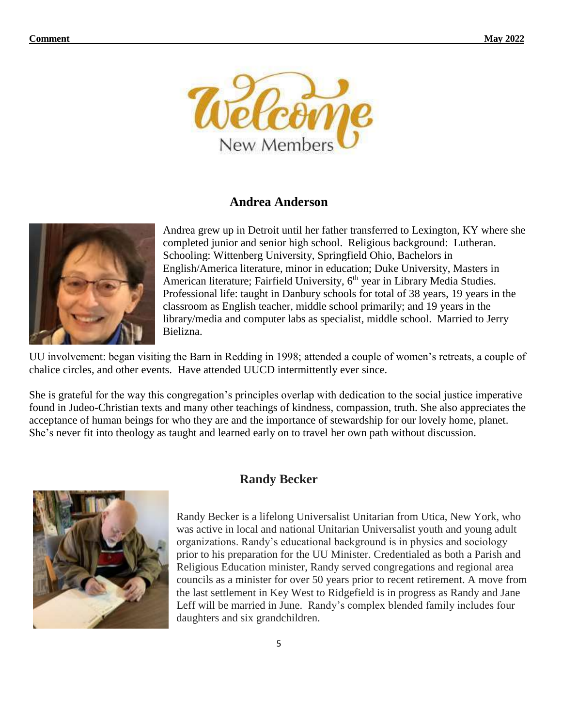# Welcome New Members

## Andrea Anderson

Andrea grew up in Detroit until her father transferred to Lexington, KY where she completed junior and senior high school. Religious background: Lutheran. Schooling: Wittenberg University, Springfield Ohio, Bachelors in English/America literature, minor in education; Duke University, Masters in American literature; Fairfield University, 6th year in Library Media Studies. Professional life: taught in Danbury schools for total of 38 years, 19 years in the classroom as English teacher, middle school primarily; and 19 years in the library/media and computer labs as specialist, middle school. Married to Jerry Bielizna.

UU involvement: began visiting the Barn in Redding in 1998; attended a couple of women's retreats, a couple of chalice circles, and other events. Have attended UUCD intermittently ever since.

She is grateful for the way this congregation's principles overlap with dedication to the social justice imperative found in Judeo-Christian texts and many other teachings of kindness, compassion, truth. She also appreciates the acceptance of human beings for who they are and the importance of stewardship for our lovely home, planet. She's never fit into theology as taught and learned early on to travel her own path without discussion.

## Randy Becker

Randy Becker is a lifelong Universalist Unitarian from Utica, New York, who was active in local and national Unitarian Universalist youth and young adult organizations. Randy's educational background is in physics and sociology prior to his preparation for the UU Minister. Credentialed as both a Parish and Religious Education minister, Randy served congregations and regional area councils as a minister for over 50 years prior to recent retirement. A move from the last settlement in Key West to Ridgefield is in progress as Randy and Jane Leff will be married in June. Randy's complex blended family includes four daughters and six grandchildren.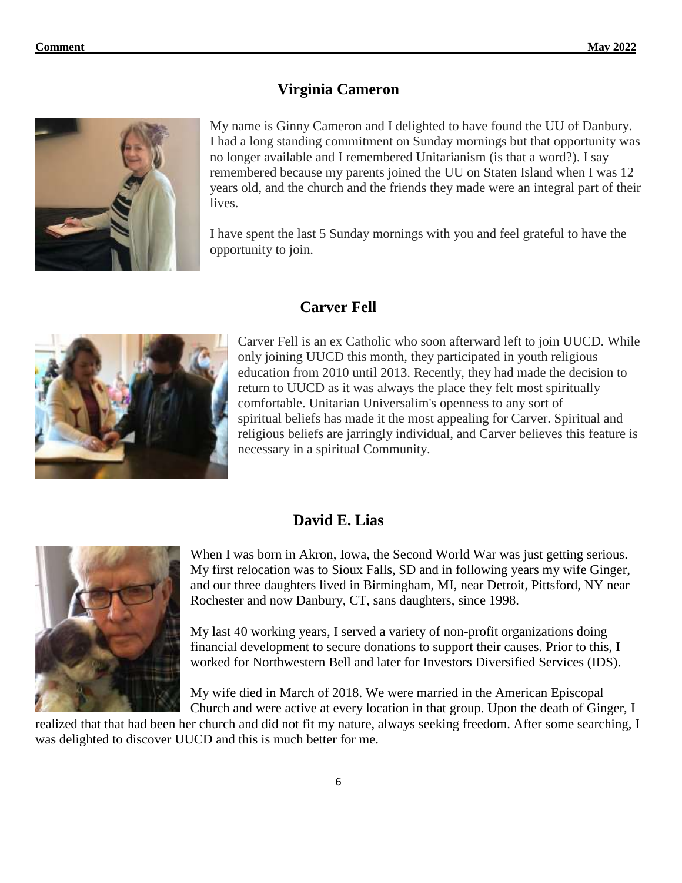## Virginia Cameron

My name is Ginny Cameron and I delighted to have found the UU of Danbury. I had a long standing commitment on Sunday mornings but that opportunity was no longer available and I remembered Unitarianism (is that a word?). I say remembered because my parents joined the UU on Staten Island when I was 12 years old, and the church and the friends they made were an integral part of their lives.

I have spent the last 5 Sunday mornings with you and feel grateful to have the opportunity to join.

## Carver Fell

Carver Fell is an ex Catholic who soon afterward left to join UUCD. While only joining UUCD this month, they participated in youth religious education from 2010 until 2013. Recently, they had made the decision to return to UUCD as it was always the place they felt most spiritually comfortable. Unitarian Universalim's openness to any sort of spiritual beliefs has made it the most appealing for Carver. Spiritual and religious beliefs are jarringly individual, and Carver believes this feature is necessary in a spiritual Community.

## David E. Lias

When I was born in Akron, Iowa, the Second World War was just getting serious. My first relocation was to Sioux Falls, SD and in following years my wife Ginger, and our three daughters lived in Birmingham, MI, near Detroit, Pittsford, NY near Rochester and now Danbury, CT, sans daughters, since 1998.

My last 40 working years, I served a variety of non-profit organizations doing financial development to secure donations to support their causes. Prior to this, I worked for Northwestern Bell and later for Investors Diversified Services (IDS).

My wife died in March of 2018. We were married in the American Episcopal Church and were active at every location in that group. Upon the death of Ginger, I realized that that had been her church and did not fit my nature, always seeking freedom. After some searching, I was delighted to discover UUCD and this is much better for me.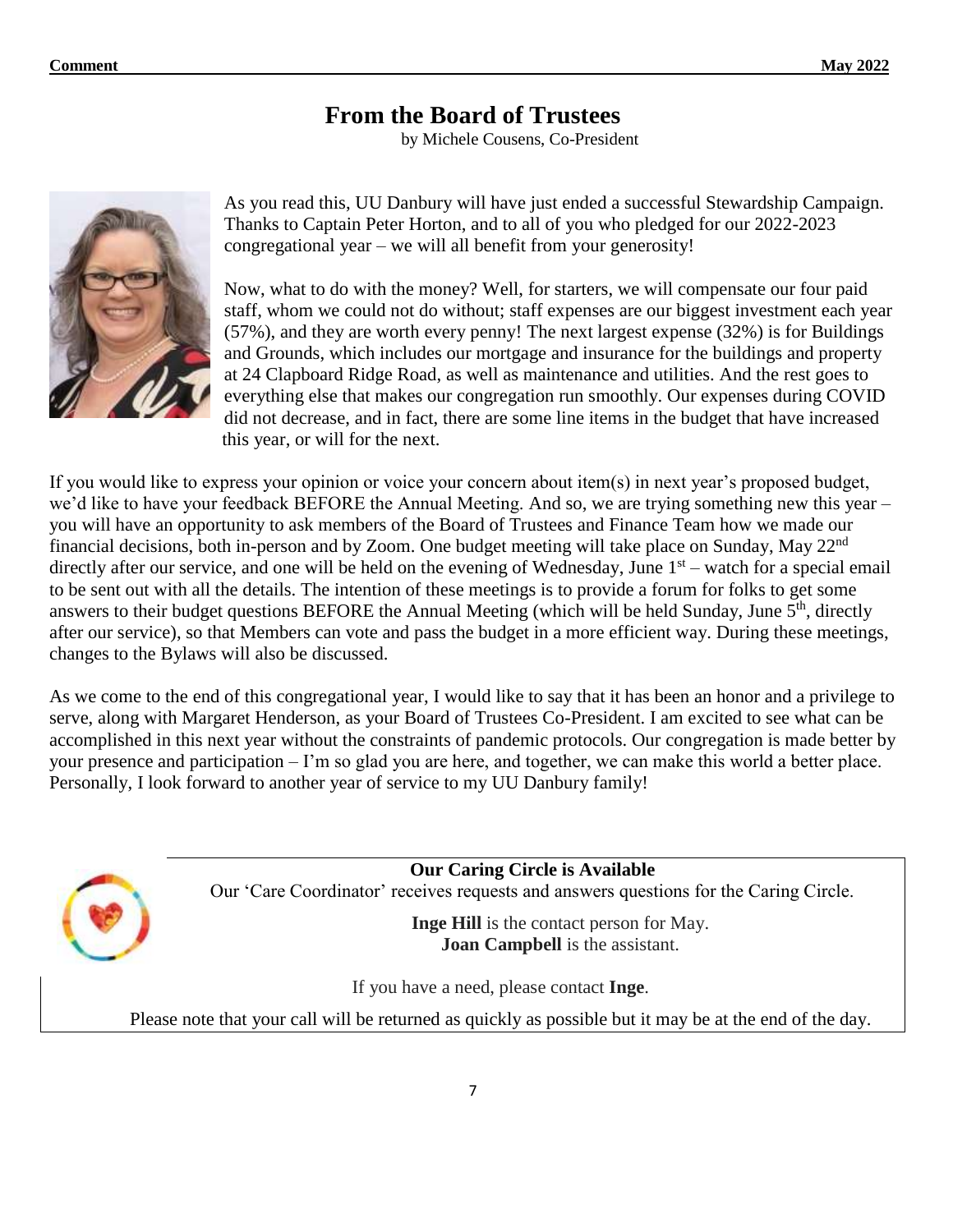# From the Board of Trustees

by Michele Cousens, Co-President

As you read this, UU Danbury will have just ended a successful Stewardship Campaign. Thanks to Captain Peter Horton, and to all of you who pledged for our 2022-2023 congregational year – we will all benefit from your generosity!

Now, what to do with the money? Well, for starters, we will compensate our four paid staff, whom we could not do without; staff expenses are our biggest investment each year (57%), and they are worth every penny! The next largest expense (32%) is for Buildings and Grounds, which includes our mortgage and insurance for the buildings and property at 24 Clapboard Ridge Road, as well as maintenance and utilities. And the rest goes to everything else that makes our congregation run smoothly. Our expenses during COVID did not decrease, and in fact, there are some line items in the budget that have increased this year, or will for the next.

If you would like to express your opinion or voice your concern about item(s) in next year's proposed budget, we'd like to have your feedback BEFORE the Annual Meeting. And so, we are trying something new this year – you will have an opportunity to ask members of the Board of Trustees and Finance Team how we made our financial decisions, both in-person and by Zoom. One budget meeting will take place on Sunday, May 22nd directly after our service, and one will be held on the evening of Wednesday, June 1st – watch for a special email to be sent out with all the details. The intention of these meetings is to provide a forum for folks to get some answers to their budget questions BEFORE the Annual Meeting (which will be held Sunday, June 5th, directly after our service), so that Members can vote and pass the budget in a more efficient way. During these meetings, changes to the Bylaws will also be discussed.

As we come to the end of this congregational year, I would like to say that it has been an honor and a privilege to serve, along with Margaret Henderson, as your Board of Trustees Co-President. I am excited to see what can be accomplished in this next year without the constraints of pandemic protocols. Our congregation is made better by your presence and participation – I'm so glad you are here, and together, we can make this world a better place. Personally, I look forward to another year of service to my UU Danbury family!

**Our Caring Circle is Available**

Our 'Care Coordinator' receives requests and answers questions for the Caring Circle.

**Inge Hill** is the contact person for May.
**Joan Campbell** is the assistant.

If you have a need, please contact **Inge**.

Please note that your call will be returned as quickly as possible but it may be at the end of the day.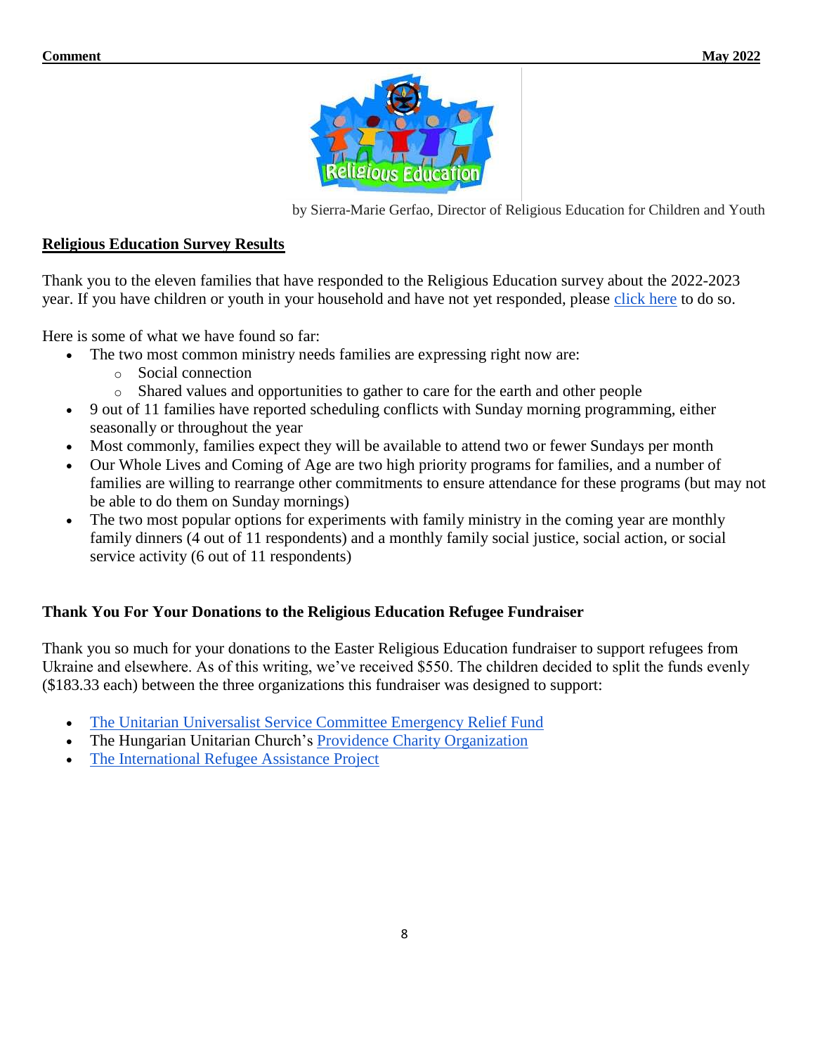by Sierra-Marie Gerfao, Director of Religious Education for Children and Youth

## Religious Education Survey Results

Thank you to the eleven families that have responded to the Religious Education survey about the 2022-2023 year. If you have children or youth in your household and have not yet responded, please click here to do so.

Here is some of what we have found so far:

- The two most common ministry needs families are expressing right now are:
  - Social connection
  - Shared values and opportunities to gather to care for the earth and other people
- 9 out of 11 families have reported scheduling conflicts with Sunday morning programming, either seasonally or throughout the year
- Most commonly, families expect they will be available to attend two or fewer Sundays per month
- Our Whole Lives and Coming of Age are two high priority programs for families, and a number of families are willing to rearrange other commitments to ensure attendance for these programs (but may not be able to do them on Sunday mornings)
- The two most popular options for experiments with family ministry in the coming year are monthly family dinners (4 out of 11 respondents) and a monthly family social justice, social action, or social service activity (6 out of 11 respondents)

## Thank You For Your Donations to the Religious Education Refugee Fundraiser

Thank you so much for your donations to the Easter Religious Education fundraiser to support refugees from Ukraine and elsewhere. As of this writing, we've received $550. The children decided to split the funds evenly ($183.33 each) between the three organizations this fundraiser was designed to support:

- The Unitarian Universalist Service Committee Emergency Relief Fund
- The Hungarian Unitarian Church's Providence Charity Organization
- The International Refugee Assistance Project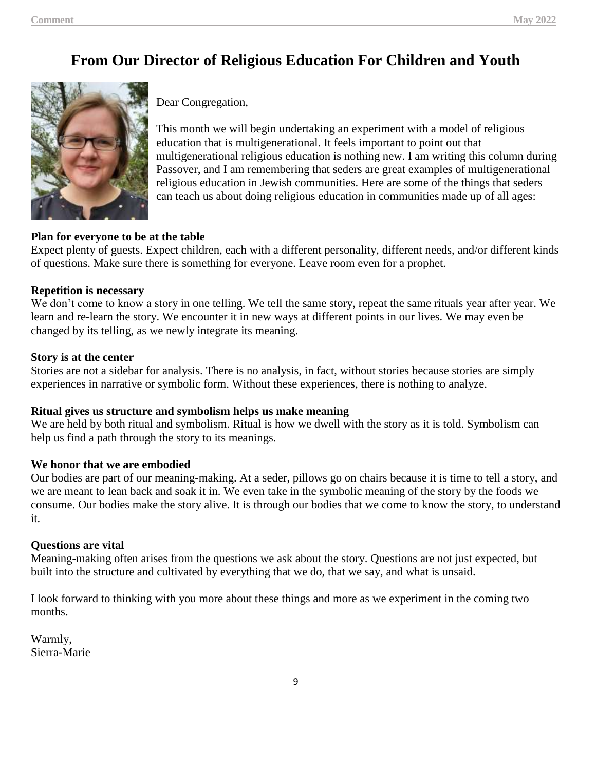# From Our Director of Religious Education For Children and Youth

Dear Congregation,

This month we will begin undertaking an experiment with a model of religious education that is multigenerational. It feels important to point out that multigenerational religious education is nothing new. I am writing this column during Passover, and I am remembering that seders are great examples of multigenerational religious education in Jewish communities. Here are some of the things that seders can teach us about doing religious education in communities made up of all ages:

**Plan for everyone to be at the table**
Expect plenty of guests. Expect children, each with a different personality, different needs, and/or different kinds of questions. Make sure there is something for everyone. Leave room even for a prophet.

**Repetition is necessary**
We don't come to know a story in one telling. We tell the same story, repeat the same rituals year after year. We learn and re-learn the story. We encounter it in new ways at different points in our lives. We may even be changed by its telling, as we newly integrate its meaning.

**Story is at the center**
Stories are not a sidebar for analysis. There is no analysis, in fact, without stories because stories are simply experiences in narrative or symbolic form. Without these experiences, there is nothing to analyze.

**Ritual gives us structure and symbolism helps us make meaning**
We are held by both ritual and symbolism. Ritual is how we dwell with the story as it is told. Symbolism can help us find a path through the story to its meanings.

**We honor that we are embodied**
Our bodies are part of our meaning-making. At a seder, pillows go on chairs because it is time to tell a story, and we are meant to lean back and soak it in. We even take in the symbolic meaning of the story by the foods we consume. Our bodies make the story alive. It is through our bodies that we come to know the story, to understand it.

**Questions are vital**
Meaning-making often arises from the questions we ask about the story. Questions are not just expected, but built into the structure and cultivated by everything that we do, that we say, and what is unsaid.

I look forward to thinking with you more about these things and more as we experiment in the coming two months.

Warmly,
Sierra-Marie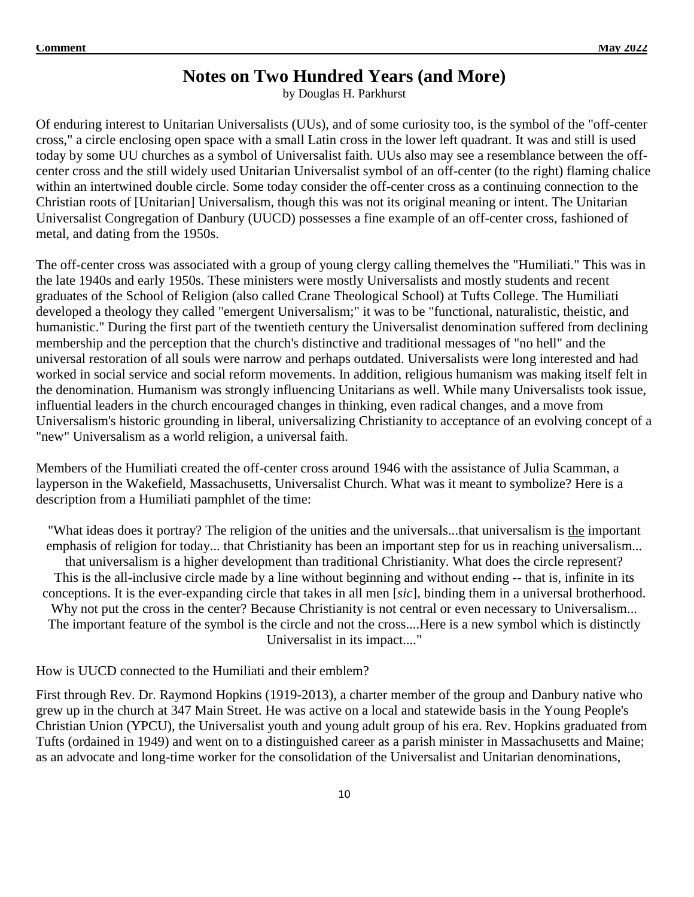# Notes on Two Hundred Years (and More)

by Douglas H. Parkhurst

Of enduring interest to Unitarian Universalists (UUs), and of some curiosity too, is the symbol of the "off-center cross," a circle enclosing open space with a small Latin cross in the lower left quadrant. It was and still is used today by some UU churches as a symbol of Universalist faith. UUs also may see a resemblance between the off-center cross and the still widely used Unitarian Universalist symbol of an off-center (to the right) flaming chalice within an intertwined double circle. Some today consider the off-center cross as a continuing connection to the Christian roots of [Unitarian] Universalism, though this was not its original meaning or intent. The Unitarian Universalist Congregation of Danbury (UUCD) possesses a fine example of an off-center cross, fashioned of metal, and dating from the 1950s.

The off-center cross was associated with a group of young clergy calling themelves the "Humiliati." This was in the late 1940s and early 1950s. These ministers were mostly Universalists and mostly students and recent graduates of the School of Religion (also called Crane Theological School) at Tufts College. The Humiliati developed a theology they called "emergent Universalism;" it was to be "functional, naturalistic, theistic, and humanistic." During the first part of the twentieth century the Universalist denomination suffered from declining membership and the perception that the church's distinctive and traditional messages of "no hell" and the universal restoration of all souls were narrow and perhaps outdated. Universalists were long interested and had worked in social service and social reform movements. In addition, religious humanism was making itself felt in the denomination. Humanism was strongly influencing Unitarians as well. While many Universalists took issue, influential leaders in the church encouraged changes in thinking, even radical changes, and a move from Universalism's historic grounding in liberal, universalizing Christianity to acceptance of an evolving concept of a "new" Universalism as a world religion, a universal faith.

Members of the Humiliati created the off-center cross around 1946 with the assistance of Julia Scamman, a layperson in the Wakefield, Massachusetts, Universalist Church. What was it meant to symbolize? Here is a description from a Humiliati pamphlet of the time:

> "What ideas does it portray? The religion of the unities and the universals...that universalism is <u>the</u> important emphasis of religion for today... that Christianity has been an important step for us in reaching universalism... that universalism is a higher development than traditional Christianity. What does the circle represent? This is the all-inclusive circle made by a line without beginning and without ending -- that is, infinite in its conceptions. It is the ever-expanding circle that takes in all men [*sic*], binding them in a universal brotherhood. Why not put the cross in the center? Because Christianity is not central or even necessary to Universalism... The important feature of the symbol is the circle and not the cross....Here is a new symbol which is distinctly Universalist in its impact...."

How is UUCD connected to the Humiliati and their emblem?

First through Rev. Dr. Raymond Hopkins (1919-2013), a charter member of the group and Danbury native who grew up in the church at 347 Main Street. He was active on a local and statewide basis in the Young People's Christian Union (YPCU), the Universalist youth and young adult group of his era. Rev. Hopkins graduated from Tufts (ordained in 1949) and went on to a distinguished career as a parish minister in Massachusetts and Maine; as an advocate and long-time worker for the consolidation of the Universalist and Unitarian denominations,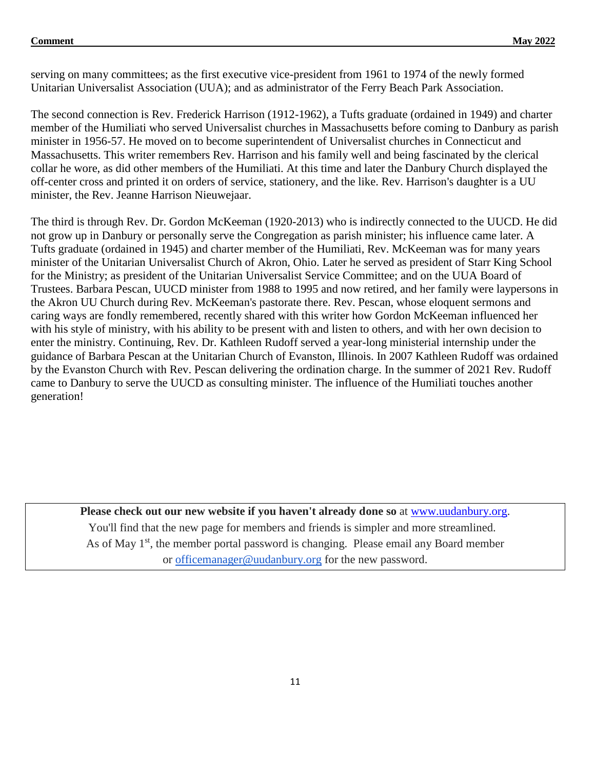serving on many committees; as the first executive vice-president from 1961 to 1974 of the newly formed Unitarian Universalist Association (UUA); and as administrator of the Ferry Beach Park Association.

The second connection is Rev. Frederick Harrison (1912-1962), a Tufts graduate (ordained in 1949) and charter member of the Humiliati who served Universalist churches in Massachusetts before coming to Danbury as parish minister in 1956-57. He moved on to become superintendent of Universalist churches in Connecticut and Massachusetts. This writer remembers Rev. Harrison and his family well and being fascinated by the clerical collar he wore, as did other members of the Humiliati. At this time and later the Danbury Church displayed the off-center cross and printed it on orders of service, stationery, and the like. Rev. Harrison's daughter is a UU minister, the Rev. Jeanne Harrison Nieuwejaar.

The third is through Rev. Dr. Gordon McKeeman (1920-2013) who is indirectly connected to the UUCD. He did not grow up in Danbury or personally serve the Congregation as parish minister; his influence came later. A Tufts graduate (ordained in 1945) and charter member of the Humiliati, Rev. McKeeman was for many years minister of the Unitarian Universalist Church of Akron, Ohio. Later he served as president of Starr King School for the Ministry; as president of the Unitarian Universalist Service Committee; and on the UUA Board of Trustees. Barbara Pescan, UUCD minister from 1988 to 1995 and now retired, and her family were laypersons in the Akron UU Church during Rev. McKeeman's pastorate there. Rev. Pescan, whose eloquent sermons and caring ways are fondly remembered, recently shared with this writer how Gordon McKeeman influenced her with his style of ministry, with his ability to be present with and listen to others, and with her own decision to enter the ministry. Continuing, Rev. Dr. Kathleen Rudoff served a year-long ministerial internship under the guidance of Barbara Pescan at the Unitarian Church of Evanston, Illinois. In 2007 Kathleen Rudoff was ordained by the Evanston Church with Rev. Pescan delivering the ordination charge. In the summer of 2021 Rev. Rudoff came to Danbury to serve the UUCD as consulting minister. The influence of the Humiliati touches another generation!

---

**Please check out our new website if you haven't already done so** at www.uudanbury.org.
You'll find that the new page for members and friends is simpler and more streamlined.
As of May 1st, the member portal password is changing. Please email any Board member or officemanager@uudanbury.org for the new password.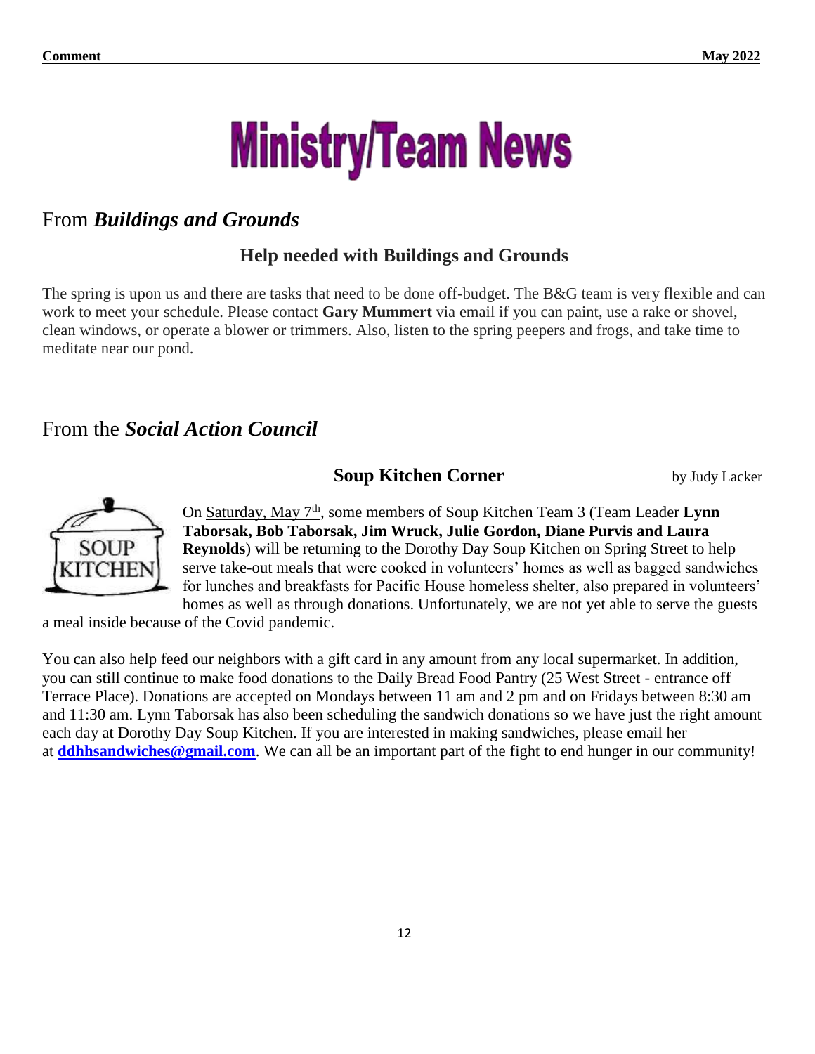# Ministry/Team News

## From ***Buildings and Grounds***

### Help needed with Buildings and Grounds

The spring is upon us and there are tasks that need to be done off-budget. The B&G team is very flexible and can work to meet your schedule. Please contact **Gary Mummert** via email if you can paint, use a rake or shovel, clean windows, or operate a blower or trimmers. Also, listen to the spring peepers and frogs, and take time to meditate near our pond.

## From the ***Social Action Council***

### Soup Kitchen Corner

by Judy Lacker

On Saturday, May 7th, some members of Soup Kitchen Team 3 (Team Leader **Lynn Taborsak, Bob Taborsak, Jim Wruck, Julie Gordon, Diane Purvis and Laura Reynolds**) will be returning to the Dorothy Day Soup Kitchen on Spring Street to help serve take-out meals that were cooked in volunteers' homes as well as bagged sandwiches for lunches and breakfasts for Pacific House homeless shelter, also prepared in volunteers' homes as well as through donations. Unfortunately, we are not yet able to serve the guests a meal inside because of the Covid pandemic.

You can also help feed our neighbors with a gift card in any amount from any local supermarket. In addition, you can still continue to make food donations to the Daily Bread Food Pantry (25 West Street - entrance off Terrace Place). Donations are accepted on Mondays between 11 am and 2 pm and on Fridays between 8:30 am and 11:30 am. Lynn Taborsak has also been scheduling the sandwich donations so we have just the right amount each day at Dorothy Day Soup Kitchen. If you are interested in making sandwiches, please email her at **ddhhsandwiches@gmail.com**. We can all be an important part of the fight to end hunger in our community!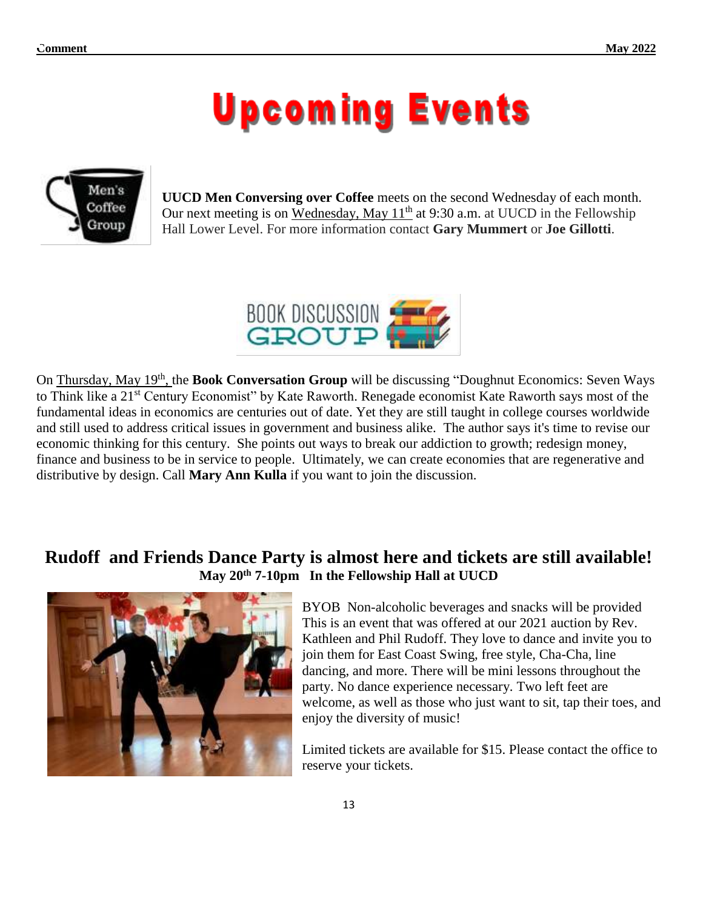# Upcoming Events

**UUCD Men Conversing over Coffee** meets on the second Wednesday of each month. Our next meeting is on Wednesday, May 11th at 9:30 a.m. at UUCD in the Fellowship Hall Lower Level. For more information contact **Gary Mummert** or **Joe Gillotti**.

On Thursday, May 19th, the **Book Conversation Group** will be discussing "Doughnut Economics: Seven Ways to Think like a 21st Century Economist" by Kate Raworth. Renegade economist Kate Raworth says most of the fundamental ideas in economics are centuries out of date. Yet they are still taught in college courses worldwide and still used to address critical issues in government and business alike. The author says it's time to revise our economic thinking for this century. She points out ways to break our addiction to growth; redesign money, finance and business to be in service to people. Ultimately, we can create economies that are regenerative and distributive by design. Call **Mary Ann Kulla** if you want to join the discussion.

## Rudoff and Friends Dance Party is almost here and tickets are still available!

**May 20th 7-10pm In the Fellowship Hall at UUCD**

BYOB Non-alcoholic beverages and snacks will be provided This is an event that was offered at our 2021 auction by Rev. Kathleen and Phil Rudoff. They love to dance and invite you to join them for East Coast Swing, free style, Cha-Cha, line dancing, and more. There will be mini lessons throughout the party. No dance experience necessary. Two left feet are welcome, as well as those who just want to sit, tap their toes, and enjoy the diversity of music!

Limited tickets are available for $15. Please contact the office to reserve your tickets.